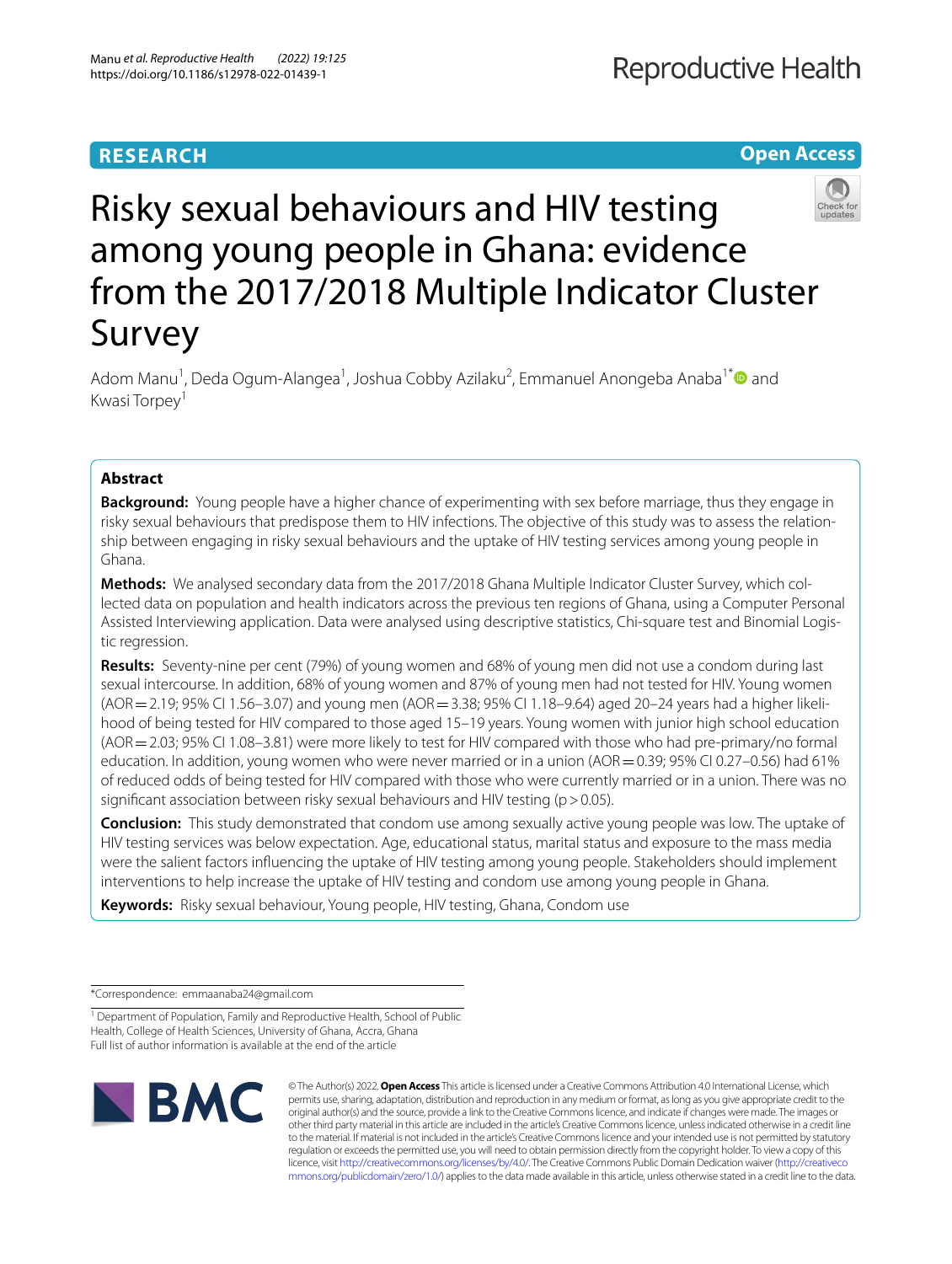RESEARCH

Open Access

# Risky sexual behaviours and HIV testing among young people in Ghana: evidence from the 2017/2018 Multiple Indicator Cluster Survey

Adom Manu[1], Deda Ogum-Alangea[1], Joshua Cobby Azilaku[2], Emmanuel Anongeba Anaba[1*] and Kwasi Torpey[1]

## Abstract

**Background:** Young people have a higher chance of experimenting with sex before marriage, thus they engage in risky sexual behaviours that predispose them to HIV infections. The objective of this study was to assess the relationship between engaging in risky sexual behaviours and the uptake of HIV testing services among young people in Ghana.

**Methods:** We analysed secondary data from the 2017/2018 Ghana Multiple Indicator Cluster Survey, which collected data on population and health indicators across the previous ten regions of Ghana, using a Computer Personal Assisted Interviewing application. Data were analysed using descriptive statistics, Chi-square test and Binomial Logistic regression.

**Results:** Seventy-nine per cent (79%) of young women and 68% of young men did not use a condom during last sexual intercourse. In addition, 68% of young women and 87% of young men had not tested for HIV. Young women (AOR = 2.19; 95% CI 1.56–3.07) and young men (AOR = 3.38; 95% CI 1.18–9.64) aged 20–24 years had a higher likelihood of being tested for HIV compared to those aged 15–19 years. Young women with junior high school education (AOR = 2.03; 95% CI 1.08–3.81) were more likely to test for HIV compared with those who had pre-primary/no formal education. In addition, young women who were never married or in a union (AOR = 0.39; 95% CI 0.27–0.56) had 61% of reduced odds of being tested for HIV compared with those who were currently married or in a union. There was no significant association between risky sexual behaviours and HIV testing ($p > 0.05$).

**Conclusion:** This study demonstrated that condom use among sexually active young people was low. The uptake of HIV testing services was below expectation. Age, educational status, marital status and exposure to the mass media were the salient factors influencing the uptake of HIV testing among young people. Stakeholders should implement interventions to help increase the uptake of HIV testing and condom use among young people in Ghana.

**Keywords:** Risky sexual behaviour, Young people, HIV testing, Ghana, Condom use

*Correspondence: emmaanaba24@gmail.com

[1] Department of Population, Family and Reproductive Health, School of Public Health, College of Health Sciences, University of Ghana, Accra, Ghana
Full list of author information is available at the end of the article

© The Author(s) 2022. **Open Access** This article is licensed under a Creative Commons Attribution 4.0 International License, which permits use, sharing, adaptation, distribution and reproduction in any medium or format, as long as you give appropriate credit to the original author(s) and the source, provide a link to the Creative Commons licence, and indicate if changes were made. The images or other third party material in this article are included in the article's Creative Commons licence, unless indicated otherwise in a credit line to the material. If material is not included in the article's Creative Commons licence and your intended use is not permitted by statutory regulation or exceeds the permitted use, you will need to obtain permission directly from the copyright holder. To view a copy of this licence, visit http://creativecommons.org/licenses/by/4.0/. The Creative Commons Public Domain Dedication waiver (http://creativecommons.org/publicdomain/zero/1.0/) applies to the data made available in this article, unless otherwise stated in a credit line to the data.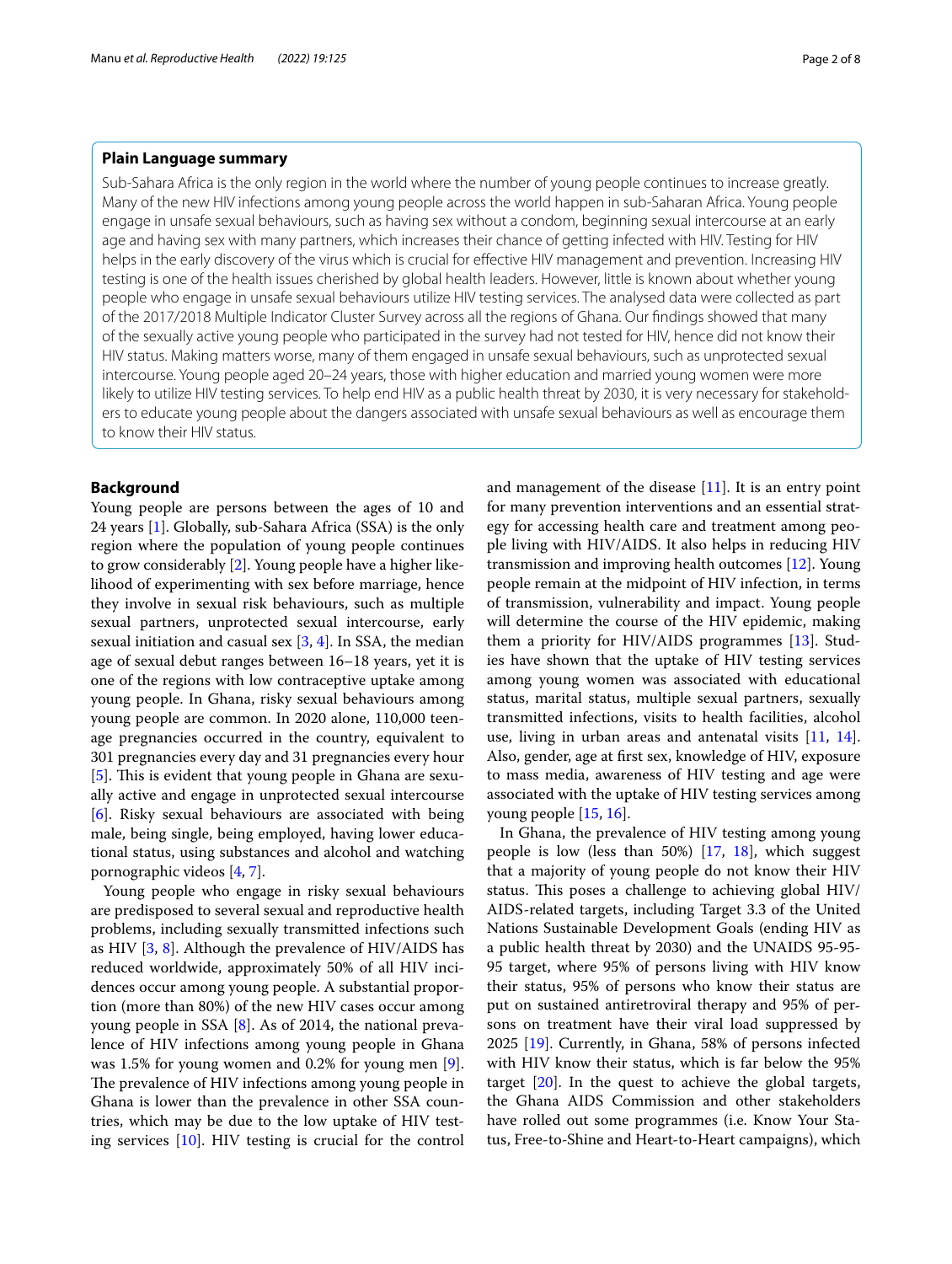## Plain Language summary

Sub-Sahara Africa is the only region in the world where the number of young people continues to increase greatly. Many of the new HIV infections among young people across the world happen in sub-Saharan Africa. Young people engage in unsafe sexual behaviours, such as having sex without a condom, beginning sexual intercourse at an early age and having sex with many partners, which increases their chance of getting infected with HIV. Testing for HIV helps in the early discovery of the virus which is crucial for effective HIV management and prevention. Increasing HIV testing is one of the health issues cherished by global health leaders. However, little is known about whether young people who engage in unsafe sexual behaviours utilize HIV testing services. The analysed data were collected as part of the 2017/2018 Multiple Indicator Cluster Survey across all the regions of Ghana. Our findings showed that many of the sexually active young people who participated in the survey had not tested for HIV, hence did not know their HIV status. Making matters worse, many of them engaged in unsafe sexual behaviours, such as unprotected sexual intercourse. Young people aged 20–24 years, those with higher education and married young women were more likely to utilize HIV testing services. To help end HIV as a public health threat by 2030, it is very necessary for stakeholders to educate young people about the dangers associated with unsafe sexual behaviours as well as encourage them to know their HIV status.

## Background

Young people are persons between the ages of 10 and 24 years [1]. Globally, sub-Sahara Africa (SSA) is the only region where the population of young people continues to grow considerably [2]. Young people have a higher likelihood of experimenting with sex before marriage, hence they involve in sexual risk behaviours, such as multiple sexual partners, unprotected sexual intercourse, early sexual initiation and casual sex [3, 4]. In SSA, the median age of sexual debut ranges between 16–18 years, yet it is one of the regions with low contraceptive uptake among young people. In Ghana, risky sexual behaviours among young people are common. In 2020 alone, 110,000 teenage pregnancies occurred in the country, equivalent to 301 pregnancies every day and 31 pregnancies every hour [5]. This is evident that young people in Ghana are sexually active and engage in unprotected sexual intercourse [6]. Risky sexual behaviours are associated with being male, being single, being employed, having lower educational status, using substances and alcohol and watching pornographic videos [4, 7].

Young people who engage in risky sexual behaviours are predisposed to several sexual and reproductive health problems, including sexually transmitted infections such as HIV [3, 8]. Although the prevalence of HIV/AIDS has reduced worldwide, approximately 50% of all HIV incidences occur among young people. A substantial proportion (more than 80%) of the new HIV cases occur among young people in SSA [8]. As of 2014, the national prevalence of HIV infections among young people in Ghana was 1.5% for young women and 0.2% for young men [9]. The prevalence of HIV infections among young people in Ghana is lower than the prevalence in other SSA countries, which may be due to the low uptake of HIV testing services [10]. HIV testing is crucial for the control and management of the disease [11]. It is an entry point for many prevention interventions and an essential strategy for accessing health care and treatment among people living with HIV/AIDS. It also helps in reducing HIV transmission and improving health outcomes [12]. Young people remain at the midpoint of HIV infection, in terms of transmission, vulnerability and impact. Young people will determine the course of the HIV epidemic, making them a priority for HIV/AIDS programmes [13]. Studies have shown that the uptake of HIV testing services among young women was associated with educational status, marital status, multiple sexual partners, sexually transmitted infections, visits to health facilities, alcohol use, living in urban areas and antenatal visits [11, 14]. Also, gender, age at first sex, knowledge of HIV, exposure to mass media, awareness of HIV testing and age were associated with the uptake of HIV testing services among young people [15, 16].

In Ghana, the prevalence of HIV testing among young people is low (less than 50%) [17, 18], which suggest that a majority of young people do not know their HIV status. This poses a challenge to achieving global HIV/AIDS-related targets, including Target 3.3 of the United Nations Sustainable Development Goals (ending HIV as a public health threat by 2030) and the UNAIDS 95-95-95 target, where 95% of persons living with HIV know their status, 95% of persons who know their status are put on sustained antiretroviral therapy and 95% of persons on treatment have their viral load suppressed by 2025 [19]. Currently, in Ghana, 58% of persons infected with HIV know their status, which is far below the 95% target [20]. In the quest to achieve the global targets, the Ghana AIDS Commission and other stakeholders have rolled out some programmes (i.e. Know Your Status, Free-to-Shine and Heart-to-Heart campaigns), which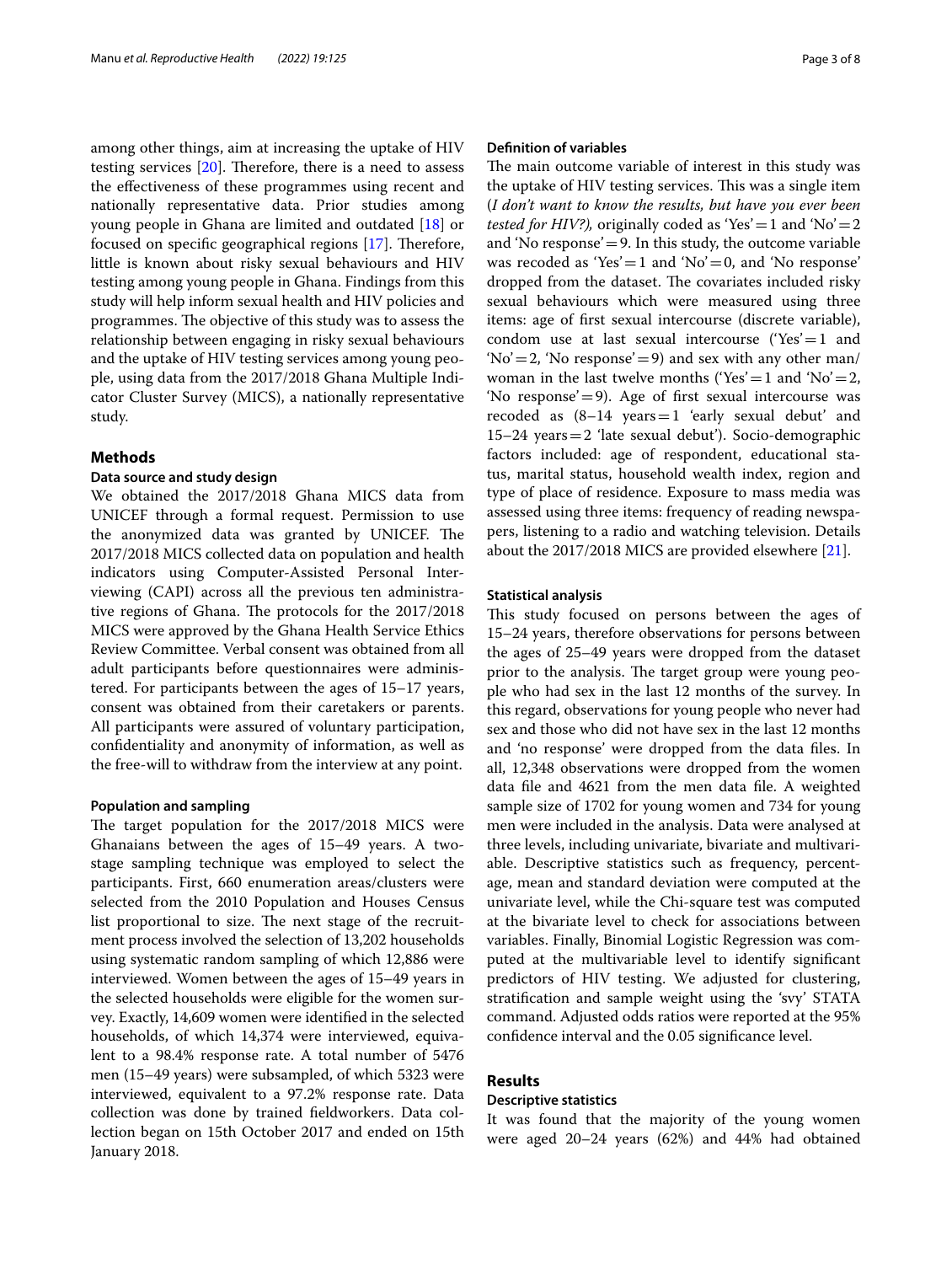among other things, aim at increasing the uptake of HIV testing services [20]. Therefore, there is a need to assess the effectiveness of these programmes using recent and nationally representative data. Prior studies among young people in Ghana are limited and outdated [18] or focused on specific geographical regions [17]. Therefore, little is known about risky sexual behaviours and HIV testing among young people in Ghana. Findings from this study will help inform sexual health and HIV policies and programmes. The objective of this study was to assess the relationship between engaging in risky sexual behaviours and the uptake of HIV testing services among young people, using data from the 2017/2018 Ghana Multiple Indicator Cluster Survey (MICS), a nationally representative study.

## Methods

### Data source and study design

We obtained the 2017/2018 Ghana MICS data from UNICEF through a formal request. Permission to use the anonymized data was granted by UNICEF. The 2017/2018 MICS collected data on population and health indicators using Computer-Assisted Personal Interviewing (CAPI) across all the previous ten administrative regions of Ghana. The protocols for the 2017/2018 MICS were approved by the Ghana Health Service Ethics Review Committee. Verbal consent was obtained from all adult participants before questionnaires were administered. For participants between the ages of 15–17 years, consent was obtained from their caretakers or parents. All participants were assured of voluntary participation, confidentiality and anonymity of information, as well as the free-will to withdraw from the interview at any point.

### Population and sampling

The target population for the 2017/2018 MICS were Ghanaians between the ages of 15–49 years. A two-stage sampling technique was employed to select the participants. First, 660 enumeration areas/clusters were selected from the 2010 Population and Houses Census list proportional to size. The next stage of the recruitment process involved the selection of 13,202 households using systematic random sampling of which 12,886 were interviewed. Women between the ages of 15–49 years in the selected households were eligible for the women survey. Exactly, 14,609 women were identified in the selected households, of which 14,374 were interviewed, equivalent to a 98.4% response rate. A total number of 5476 men (15–49 years) were subsampled, of which 5323 were interviewed, equivalent to a 97.2% response rate. Data collection was done by trained fieldworkers. Data collection began on 15th October 2017 and ended on 15th January 2018.

### Definition of variables

The main outcome variable of interest in this study was the uptake of HIV testing services. This was a single item (*I don't want to know the results, but have you ever been tested for HIV?),* originally coded as 'Yes' = 1 and 'No' = 2 and 'No response' = 9. In this study, the outcome variable was recoded as 'Yes' = 1 and 'No' = 0, and 'No response' dropped from the dataset. The covariates included risky sexual behaviours which were measured using three items: age of first sexual intercourse (discrete variable), condom use at last sexual intercourse ('Yes' = 1 and 'No' = 2, 'No response' = 9) and sex with any other man/woman in the last twelve months ('Yes' = 1 and 'No' = 2, 'No response' = 9). Age of first sexual intercourse was recoded as (8–14 years = 1 'early sexual debut' and 15–24 years = 2 'late sexual debut'). Socio-demographic factors included: age of respondent, educational status, marital status, household wealth index, region and type of place of residence. Exposure to mass media was assessed using three items: frequency of reading newspapers, listening to a radio and watching television. Details about the 2017/2018 MICS are provided elsewhere [21].

### Statistical analysis

This study focused on persons between the ages of 15–24 years, therefore observations for persons between the ages of 25–49 years were dropped from the dataset prior to the analysis. The target group were young people who had sex in the last 12 months of the survey. In this regard, observations for young people who never had sex and those who did not have sex in the last 12 months and 'no response' were dropped from the data files. In all, 12,348 observations were dropped from the women data file and 4621 from the men data file. A weighted sample size of 1702 for young women and 734 for young men were included in the analysis. Data were analysed at three levels, including univariate, bivariate and multivariable. Descriptive statistics such as frequency, percentage, mean and standard deviation were computed at the univariate level, while the Chi-square test was computed at the bivariate level to check for associations between variables. Finally, Binomial Logistic Regression was computed at the multivariable level to identify significant predictors of HIV testing. We adjusted for clustering, stratification and sample weight using the 'svy' STATA command. Adjusted odds ratios were reported at the 95% confidence interval and the 0.05 significance level.

## Results

### Descriptive statistics

It was found that the majority of the young women were aged 20–24 years (62%) and 44% had obtained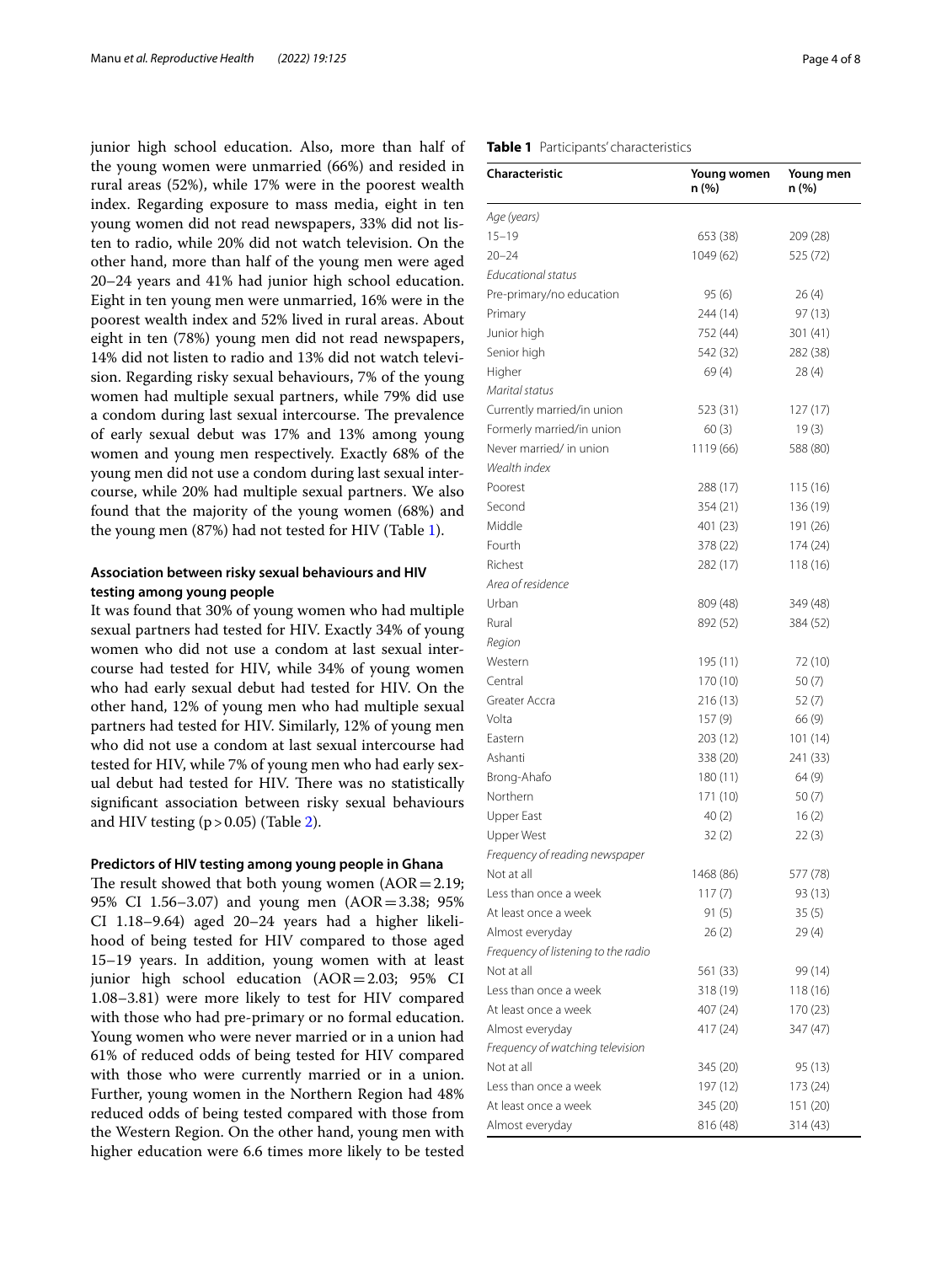junior high school education. Also, more than half of the young women were unmarried (66%) and resided in rural areas (52%), while 17% were in the poorest wealth index. Regarding exposure to mass media, eight in ten young women did not read newspapers, 33% did not listen to radio, while 20% did not watch television. On the other hand, more than half of the young men were aged 20–24 years and 41% had junior high school education. Eight in ten young men were unmarried, 16% were in the poorest wealth index and 52% lived in rural areas. About eight in ten (78%) young men did not read newspapers, 14% did not listen to radio and 13% did not watch television. Regarding risky sexual behaviours, 7% of the young women had multiple sexual partners, while 79% did use a condom during last sexual intercourse. The prevalence of early sexual debut was 17% and 13% among young women and young men respectively. Exactly 68% of the young men did not use a condom during last sexual intercourse, while 20% had multiple sexual partners. We also found that the majority of the young women (68%) and the young men (87%) had not tested for HIV (Table 1).

### Association between risky sexual behaviours and HIV testing among young people

It was found that 30% of young women who had multiple sexual partners had tested for HIV. Exactly 34% of young women who did not use a condom at last sexual intercourse had tested for HIV, while 34% of young women who had early sexual debut had tested for HIV. On the other hand, 12% of young men who had multiple sexual partners had tested for HIV. Similarly, 12% of young men who did not use a condom at last sexual intercourse had tested for HIV, while 7% of young men who had early sexual debut had tested for HIV. There was no statistically significant association between risky sexual behaviours and HIV testing ($p > 0.05$) (Table 2).

### Predictors of HIV testing among young people in Ghana

The result showed that both young women (AOR = 2.19; 95% CI 1.56–3.07) and young men (AOR = 3.38; 95% CI 1.18–9.64) aged 20–24 years had a higher likelihood of being tested for HIV compared to those aged 15–19 years. In addition, young women with at least junior high school education (AOR = 2.03; 95% CI 1.08–3.81) were more likely to test for HIV compared with those who had pre-primary or no formal education. Young women who were never married or in a union had 61% of reduced odds of being tested for HIV compared with those who were currently married or in a union. Further, young women in the Northern Region had 48% reduced odds of being tested compared with those from the Western Region. On the other hand, young men with higher education were 6.6 times more likely to be tested

**Table 1** Participants' characteristics

| Characteristic | Young women n (%) | Young men n (%) |
|---|---|---|
| *Age (years)* | | |
| 15–19 | 653 (38) | 209 (28) |
| 20–24 | 1049 (62) | 525 (72) |
| *Educational status* | | |
| Pre-primary/no education | 95 (6) | 26 (4) |
| Primary | 244 (14) | 97 (13) |
| Junior high | 752 (44) | 301 (41) |
| Senior high | 542 (32) | 282 (38) |
| Higher | 69 (4) | 28 (4) |
| *Marital status* | | |
| Currently married/in union | 523 (31) | 127 (17) |
| Formerly married/in union | 60 (3) | 19 (3) |
| Never married/ in union | 1119 (66) | 588 (80) |
| *Wealth index* | | |
| Poorest | 288 (17) | 115 (16) |
| Second | 354 (21) | 136 (19) |
| Middle | 401 (23) | 191 (26) |
| Fourth | 378 (22) | 174 (24) |
| Richest | 282 (17) | 118 (16) |
| *Area of residence* | | |
| Urban | 809 (48) | 349 (48) |
| Rural | 892 (52) | 384 (52) |
| *Region* | | |
| Western | 195 (11) | 72 (10) |
| Central | 170 (10) | 50 (7) |
| Greater Accra | 216 (13) | 52 (7) |
| Volta | 157 (9) | 66 (9) |
| Eastern | 203 (12) | 101 (14) |
| Ashanti | 338 (20) | 241 (33) |
| Brong-Ahafo | 180 (11) | 64 (9) |
| Northern | 171 (10) | 50 (7) |
| Upper East | 40 (2) | 16 (2) |
| Upper West | 32 (2) | 22 (3) |
| *Frequency of reading newspaper* | | |
| Not at all | 1468 (86) | 577 (78) |
| Less than once a week | 117 (7) | 93 (13) |
| At least once a week | 91 (5) | 35 (5) |
| Almost everyday | 26 (2) | 29 (4) |
| *Frequency of listening to the radio* | | |
| Not at all | 561 (33) | 99 (14) |
| Less than once a week | 318 (19) | 118 (16) |
| At least once a week | 407 (24) | 170 (23) |
| Almost everyday | 417 (24) | 347 (47) |
| *Frequency of watching television* | | |
| Not at all | 345 (20) | 95 (13) |
| Less than once a week | 197 (12) | 173 (24) |
| At least once a week | 345 (20) | 151 (20) |
| Almost everyday | 816 (48) | 314 (43) |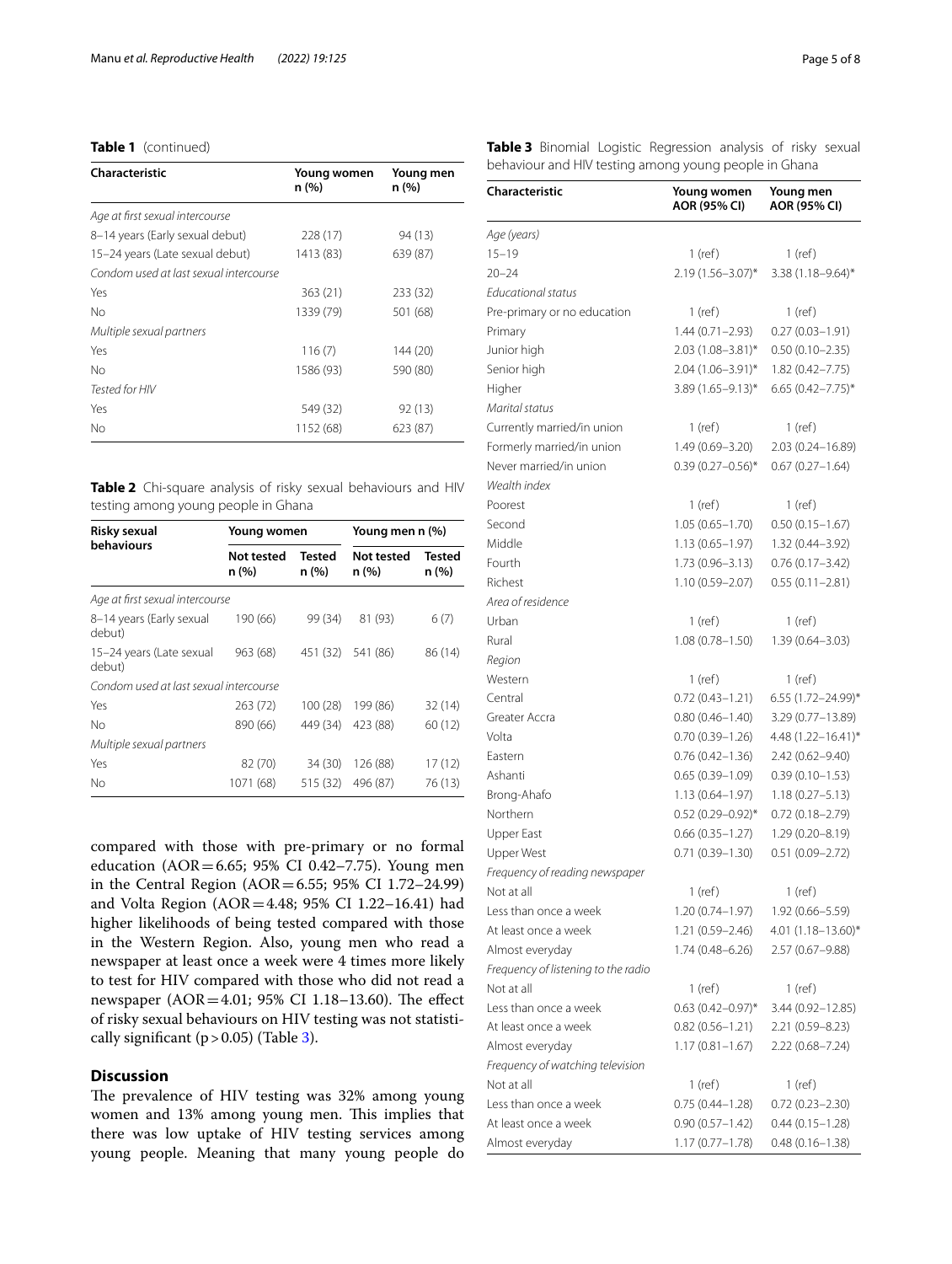**Table 1** (continued)

| Characteristic | Young women n (%) | Young men n (%) |
|---|---|---|
| *Age at first sexual intercourse* | | |
| 8–14 years (Early sexual debut) | 228 (17) | 94 (13) |
| 15–24 years (Late sexual debut) | 1413 (83) | 639 (87) |
| *Condom used at last sexual intercourse* | | |
| Yes | 363 (21) | 233 (32) |
| No | 1339 (79) | 501 (68) |
| *Multiple sexual partners* | | |
| Yes | 116 (7) | 144 (20) |
| No | 1586 (93) | 590 (80) |
| *Tested for HIV* | | |
| Yes | 549 (32) | 92 (13) |
| No | 1152 (68) | 623 (87) |

**Table 2** Chi-square analysis of risky sexual behaviours and HIV testing among young people in Ghana

| Risky sexual behaviours | Young women | | Young men n (%) | |
|---|---|---|---|---|
| | Not tested n (%) | Tested n (%) | Not tested n (%) | Tested n (%) |
| *Age at first sexual intercourse* | | | | |
| 8–14 years (Early sexual debut) | 190 (66) | 99 (34) | 81 (93) | 6 (7) |
| 15–24 years (Late sexual debut) | 963 (68) | 451 (32) | 541 (86) | 86 (14) |
| *Condom used at last sexual intercourse* | | | | |
| Yes | 263 (72) | 100 (28) | 199 (86) | 32 (14) |
| No | 890 (66) | 449 (34) | 423 (88) | 60 (12) |
| *Multiple sexual partners* | | | | |
| Yes | 82 (70) | 34 (30) | 126 (88) | 17 (12) |
| No | 1071 (68) | 515 (32) | 496 (87) | 76 (13) |

compared with those with pre-primary or no formal education (AOR = 6.65; 95% CI 0.42–7.75). Young men in the Central Region (AOR = 6.55; 95% CI 1.72–24.99) and Volta Region (AOR = 4.48; 95% CI 1.22–16.41) had higher likelihoods of being tested compared with those in the Western Region. Also, young men who read a newspaper at least once a week were 4 times more likely to test for HIV compared with those who did not read a newspaper (AOR = 4.01; 95% CI 1.18–13.60). The effect of risky sexual behaviours on HIV testing was not statistically significant ($p > 0.05$) (Table 3).

## Discussion

The prevalence of HIV testing was 32% among young women and 13% among young men. This implies that there was low uptake of HIV testing services among young people. Meaning that many young people do

**Table 3** Binomial Logistic Regression analysis of risky sexual behaviour and HIV testing among young people in Ghana

| Characteristic | Young women AOR (95% CI) | Young men AOR (95% CI) |
|---|---|---|
| *Age (years)* | | |
| 15–19 | 1 (ref) | 1 (ref) |
| 20–24 | 2.19 (1.56–3.07)* | 3.38 (1.18–9.64)* |
| *Educational status* | | |
| Pre-primary or no education | 1 (ref) | 1 (ref) |
| Primary | 1.44 (0.71–2.93) | 0.27 (0.03–1.91) |
| Junior high | 2.03 (1.08–3.81)* | 0.50 (0.10–2.35) |
| Senior high | 2.04 (1.06–3.91)* | 1.82 (0.42–7.75) |
| Higher | 3.89 (1.65–9.13)* | 6.65 (0.42–7.75)* |
| *Marital status* | | |
| Currently married/in union | 1 (ref) | 1 (ref) |
| Formerly married/in union | 1.49 (0.69–3.20) | 2.03 (0.24–16.89) |
| Never married/in union | 0.39 (0.27–0.56)* | 0.67 (0.27–1.64) |
| *Wealth index* | | |
| Poorest | 1 (ref) | 1 (ref) |
| Second | 1.05 (0.65–1.70) | 0.50 (0.15–1.67) |
| Middle | 1.13 (0.65–1.97) | 1.32 (0.44–3.92) |
| Fourth | 1.73 (0.96–3.13) | 0.76 (0.17–3.42) |
| Richest | 1.10 (0.59–2.07) | 0.55 (0.11–2.81) |
| *Area of residence* | | |
| Urban | 1 (ref) | 1 (ref) |
| Rural | 1.08 (0.78–1.50) | 1.39 (0.64–3.03) |
| *Region* | | |
| Western | 1 (ref) | 1 (ref) |
| Central | 0.72 (0.43–1.21) | 6.55 (1.72–24.99)* |
| Greater Accra | 0.80 (0.46–1.40) | 3.29 (0.77–13.89) |
| Volta | 0.70 (0.39–1.26) | 4.48 (1.22–16.41)* |
| Eastern | 0.76 (0.42–1.36) | 2.42 (0.62–9.40) |
| Ashanti | 0.65 (0.39–1.09) | 0.39 (0.10–1.53) |
| Brong-Ahafo | 1.13 (0.64–1.97) | 1.18 (0.27–5.13) |
| Northern | 0.52 (0.29–0.92)* | 0.72 (0.18–2.79) |
| Upper East | 0.66 (0.35–1.27) | 1.29 (0.20–8.19) |
| Upper West | 0.71 (0.39–1.30) | 0.51 (0.09–2.72) |
| *Frequency of reading newspaper* | | |
| Not at all | 1 (ref) | 1 (ref) |
| Less than once a week | 1.20 (0.74–1.97) | 1.92 (0.66–5.59) |
| At least once a week | 1.21 (0.59–2.46) | 4.01 (1.18–13.60)* |
| Almost everyday | 1.74 (0.48–6.26) | 2.57 (0.67–9.88) |
| *Frequency of listening to the radio* | | |
| Not at all | 1 (ref) | 1 (ref) |
| Less than once a week | 0.63 (0.42–0.97)* | 3.44 (0.92–12.85) |
| At least once a week | 0.82 (0.56–1.21) | 2.21 (0.59–8.23) |
| Almost everyday | 1.17 (0.81–1.67) | 2.22 (0.68–7.24) |
| *Frequency of watching television* | | |
| Not at all | 1 (ref) | 1 (ref) |
| Less than once a week | 0.75 (0.44–1.28) | 0.72 (0.23–2.30) |
| At least once a week | 0.90 (0.57–1.42) | 0.44 (0.15–1.28) |
| Almost everyday | 1.17 (0.77–1.78) | 0.48 (0.16–1.38) |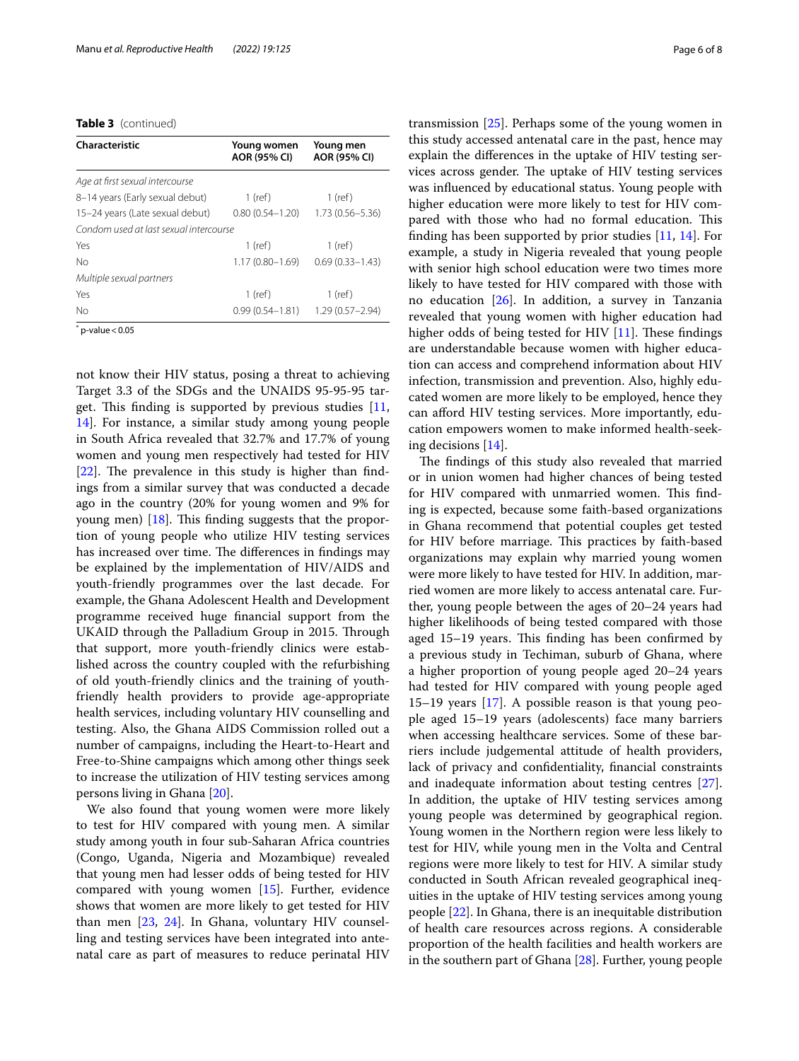**Table 3** (continued)

| Characteristic | Young women AOR (95% CI) | Young men AOR (95% CI) |
|---|---|---|
| *Age at first sexual intercourse* | | |
| 8–14 years (Early sexual debut) | 1 (ref) | 1 (ref) |
| 15–24 years (Late sexual debut) | 0.80 (0.54–1.20) | 1.73 (0.56–5.36) |
| *Condom used at last sexual intercourse* | | |
| Yes | 1 (ref) | 1 (ref) |
| No | 1.17 (0.80–1.69) | 0.69 (0.33–1.43) |
| *Multiple sexual partners* | | |
| Yes | 1 (ref) | 1 (ref) |
| No | 0.99 (0.54–1.81) | 1.29 (0.57–2.94) |

* p-value < 0.05

not know their HIV status, posing a threat to achieving Target 3.3 of the SDGs and the UNAIDS 95-95-95 target. This finding is supported by previous studies [11, 14]. For instance, a similar study among young people in South Africa revealed that 32.7% and 17.7% of young women and young men respectively had tested for HIV [22]. The prevalence in this study is higher than findings from a similar survey that was conducted a decade ago in the country (20% for young women and 9% for young men) [18]. This finding suggests that the proportion of young people who utilize HIV testing services has increased over time. The differences in findings may be explained by the implementation of HIV/AIDS and youth-friendly programmes over the last decade. For example, the Ghana Adolescent Health and Development programme received huge financial support from the UKAID through the Palladium Group in 2015. Through that support, more youth-friendly clinics were established across the country coupled with the refurbishing of old youth-friendly clinics and the training of youth-friendly health providers to provide age-appropriate health services, including voluntary HIV counselling and testing. Also, the Ghana AIDS Commission rolled out a number of campaigns, including the Heart-to-Heart and Free-to-Shine campaigns which among other things seek to increase the utilization of HIV testing services among persons living in Ghana [20].

We also found that young women were more likely to test for HIV compared with young men. A similar study among youth in four sub-Saharan Africa countries (Congo, Uganda, Nigeria and Mozambique) revealed that young men had lesser odds of being tested for HIV compared with young women [15]. Further, evidence shows that women are more likely to get tested for HIV than men [23, 24]. In Ghana, voluntary HIV counselling and testing services have been integrated into antenatal care as part of measures to reduce perinatal HIV transmission [25]. Perhaps some of the young women in this study accessed antenatal care in the past, hence may explain the differences in the uptake of HIV testing services across gender. The uptake of HIV testing services was influenced by educational status. Young people with higher education were more likely to test for HIV compared with those who had no formal education. This finding has been supported by prior studies [11, 14]. For example, a study in Nigeria revealed that young people with senior high school education were two times more likely to have tested for HIV compared with those with no education [26]. In addition, a survey in Tanzania revealed that young women with higher education had higher odds of being tested for HIV [11]. These findings are understandable because women with higher education can access and comprehend information about HIV infection, transmission and prevention. Also, highly educated women are more likely to be employed, hence they can afford HIV testing services. More importantly, education empowers women to make informed health-seeking decisions [14].

The findings of this study also revealed that married or in union women had higher chances of being tested for HIV compared with unmarried women. This finding is expected, because some faith-based organizations in Ghana recommend that potential couples get tested for HIV before marriage. This practices by faith-based organizations may explain why married young women were more likely to have tested for HIV. In addition, married women are more likely to access antenatal care. Further, young people between the ages of 20–24 years had higher likelihoods of being tested compared with those aged 15–19 years. This finding has been confirmed by a previous study in Techiman, suburb of Ghana, where a higher proportion of young people aged 20–24 years had tested for HIV compared with young people aged 15–19 years [17]. A possible reason is that young people aged 15–19 years (adolescents) face many barriers when accessing healthcare services. Some of these barriers include judgemental attitude of health providers, lack of privacy and confidentiality, financial constraints and inadequate information about testing centres [27]. In addition, the uptake of HIV testing services among young people was determined by geographical region. Young women in the Northern region were less likely to test for HIV, while young men in the Volta and Central regions were more likely to test for HIV. A similar study conducted in South African revealed geographical inequities in the uptake of HIV testing services among young people [22]. In Ghana, there is an inequitable distribution of health care resources across regions. A considerable proportion of the health facilities and health workers are in the southern part of Ghana [28]. Further, young people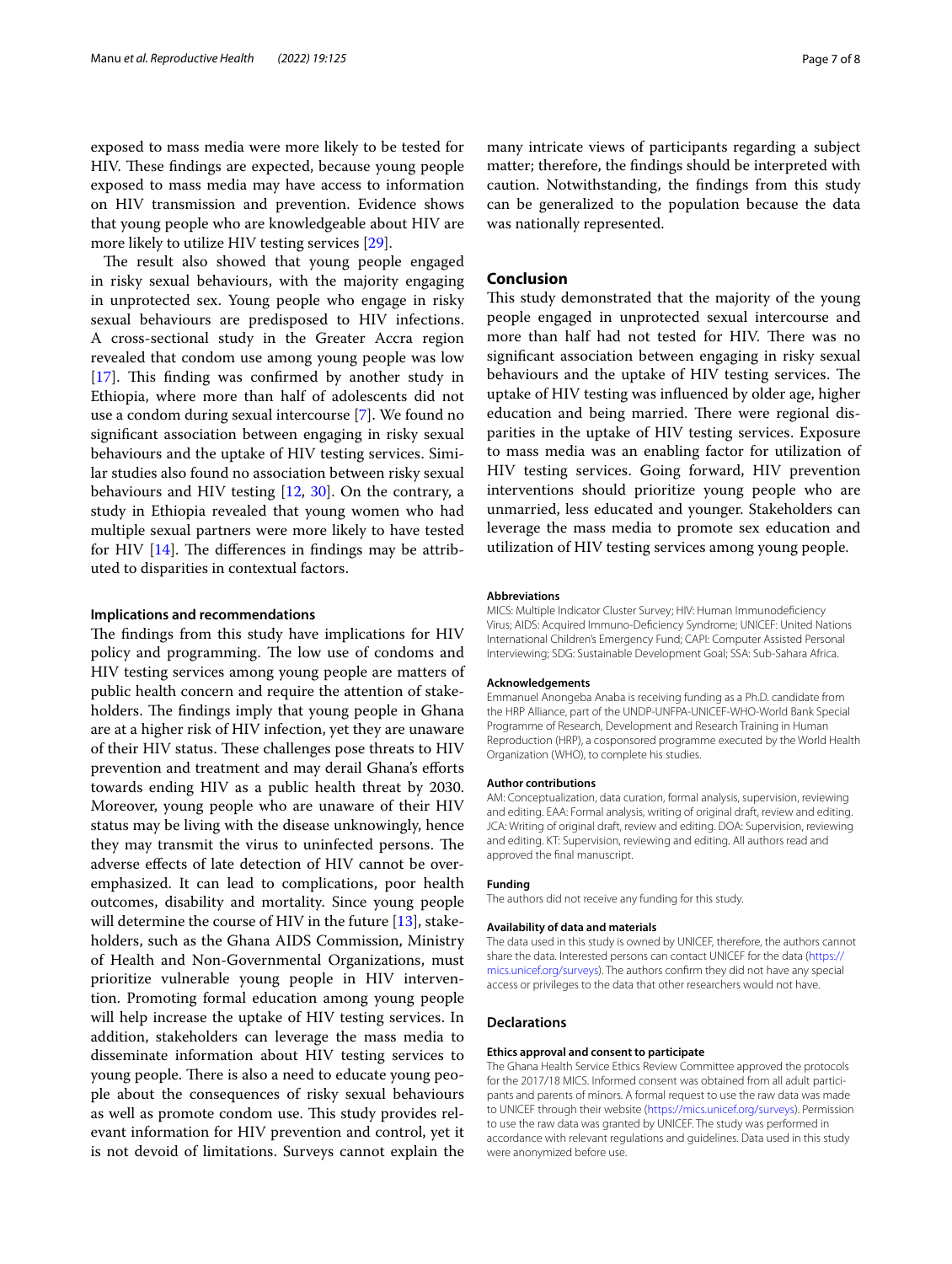exposed to mass media were more likely to be tested for HIV. These findings are expected, because young people exposed to mass media may have access to information on HIV transmission and prevention. Evidence shows that young people who are knowledgeable about HIV are more likely to utilize HIV testing services [29].

The result also showed that young people engaged in risky sexual behaviours, with the majority engaging in unprotected sex. Young people who engage in risky sexual behaviours are predisposed to HIV infections. A cross-sectional study in the Greater Accra region revealed that condom use among young people was low [17]. This finding was confirmed by another study in Ethiopia, where more than half of adolescents did not use a condom during sexual intercourse [7]. We found no significant association between engaging in risky sexual behaviours and the uptake of HIV testing services. Similar studies also found no association between risky sexual behaviours and HIV testing [12, 30]. On the contrary, a study in Ethiopia revealed that young women who had multiple sexual partners were more likely to have tested for HIV [14]. The differences in findings may be attributed to disparities in contextual factors.

### Implications and recommendations

The findings from this study have implications for HIV policy and programming. The low use of condoms and HIV testing services among young people are matters of public health concern and require the attention of stakeholders. The findings imply that young people in Ghana are at a higher risk of HIV infection, yet they are unaware of their HIV status. These challenges pose threats to HIV prevention and treatment and may derail Ghana's efforts towards ending HIV as a public health threat by 2030. Moreover, young people who are unaware of their HIV status may be living with the disease unknowingly, hence they may transmit the virus to uninfected persons. The adverse effects of late detection of HIV cannot be overemphasized. It can lead to complications, poor health outcomes, disability and mortality. Since young people will determine the course of HIV in the future [13], stakeholders, such as the Ghana AIDS Commission, Ministry of Health and Non-Governmental Organizations, must prioritize vulnerable young people in HIV intervention. Promoting formal education among young people will help increase the uptake of HIV testing services. In addition, stakeholders can leverage the mass media to disseminate information about HIV testing services to young people. There is also a need to educate young people about the consequences of risky sexual behaviours as well as promote condom use. This study provides relevant information for HIV prevention and control, yet it is not devoid of limitations. Surveys cannot explain the many intricate views of participants regarding a subject matter; therefore, the findings should be interpreted with caution. Notwithstanding, the findings from this study can be generalized to the population because the data was nationally represented.

## Conclusion

This study demonstrated that the majority of the young people engaged in unprotected sexual intercourse and more than half had not tested for HIV. There was no significant association between engaging in risky sexual behaviours and the uptake of HIV testing services. The uptake of HIV testing was influenced by older age, higher education and being married. There were regional disparities in the uptake of HIV testing services. Exposure to mass media was an enabling factor for utilization of HIV testing services. Going forward, HIV prevention interventions should prioritize young people who are unmarried, less educated and younger. Stakeholders can leverage the mass media to promote sex education and utilization of HIV testing services among young people.

#### Abbreviations

MICS: Multiple Indicator Cluster Survey; HIV: Human Immunodeficiency Virus; AIDS: Acquired Immuno-Deficiency Syndrome; UNICEF: United Nations International Children's Emergency Fund; CAPI: Computer Assisted Personal Interviewing; SDG: Sustainable Development Goal; SSA: Sub-Sahara Africa.

#### Acknowledgements

Emmanuel Anongeba Anaba is receiving funding as a Ph.D. candidate from the HRP Alliance, part of the UNDP-UNFPA-UNICEF-WHO-World Bank Special Programme of Research, Development and Research Training in Human Reproduction (HRP), a cosponsored programme executed by the World Health Organization (WHO), to complete his studies.

#### Author contributions

AM: Conceptualization, data curation, formal analysis, supervision, reviewing and editing. EAA: Formal analysis, writing of original draft, review and editing. JCA: Writing of original draft, review and editing. DOA: Supervision, reviewing and editing. KT: Supervision, reviewing and editing. All authors read and approved the final manuscript.

#### Funding

The authors did not receive any funding for this study.

#### Availability of data and materials

The data used in this study is owned by UNICEF, therefore, the authors cannot share the data. Interested persons can contact UNICEF for the data (https://mics.unicef.org/surveys). The authors confirm they did not have any special access or privileges to the data that other researchers would not have.

## Declarations

#### Ethics approval and consent to participate

The Ghana Health Service Ethics Review Committee approved the protocols for the 2017/18 MICS. Informed consent was obtained from all adult participants and parents of minors. A formal request to use the raw data was made to UNICEF through their website (https://mics.unicef.org/surveys). Permission to use the raw data was granted by UNICEF. The study was performed in accordance with relevant regulations and guidelines. Data used in this study were anonymized before use.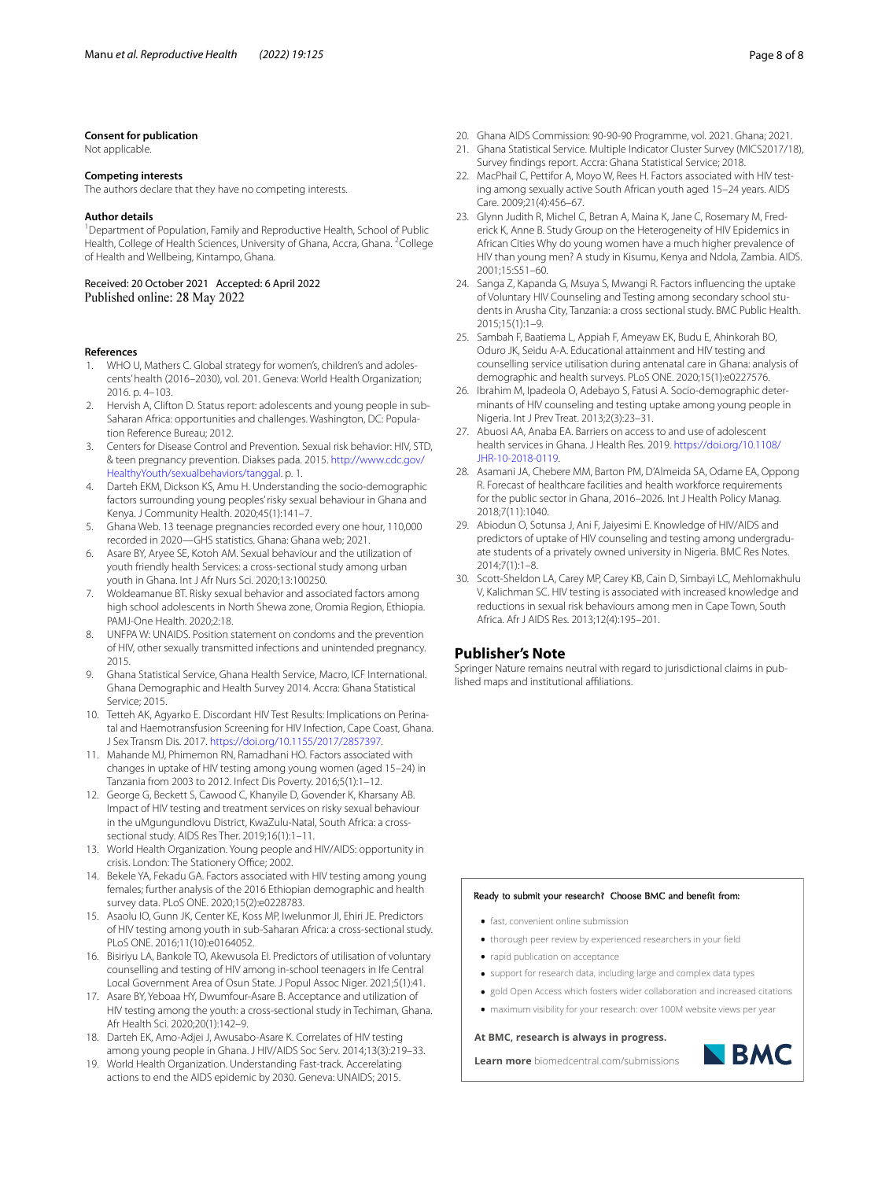### Consent for publication

Not applicable.

### Competing interests

The authors declare that they have no competing interests.

### Author details

[1] Department of Population, Family and Reproductive Health, School of Public Health, College of Health Sciences, University of Ghana, Accra, Ghana. [2] College of Health and Wellbeing, Kintampo, Ghana.

Received: 20 October 2021 Accepted: 6 April 2022
Published online: 28 May 2022

### References

1. WHO U, Mathers C. Global strategy for women's, children's and adolescents' health (2016–2030), vol. 201. Geneva: World Health Organization; 2016. p. 4–103.
2. Hervish A, Clifton D. Status report: adolescents and young people in sub-Saharan Africa: opportunities and challenges. Washington, DC: Population Reference Bureau; 2012.
3. Centers for Disease Control and Prevention. Sexual risk behavior: HIV, STD, & teen pregnancy prevention. Diakses pada. 2015. http://www.cdc.gov/HealthyYouth/sexualbehaviors/tanggal. p. 1.
4. Darteh EKM, Dickson KS, Amu H. Understanding the socio-demographic factors surrounding young peoples' risky sexual behaviour in Ghana and Kenya. J Community Health. 2020;45(1):141–7.
5. Ghana Web. 13 teenage pregnancies recorded every one hour, 110,000 recorded in 2020—GHS statistics. Ghana: Ghana web; 2021.
6. Asare BY, Aryee SE, Kotoh AM. Sexual behaviour and the utilization of youth friendly health Services: a cross-sectional study among urban youth in Ghana. Int J Afr Nurs Sci. 2020;13:100250.
7. Woldeamanue BT. Risky sexual behavior and associated factors among high school adolescents in North Shewa zone, Oromia Region, Ethiopia. PAMJ-One Health. 2020;2:18.
8. UNFPA W: UNAIDS. Position statement on condoms and the prevention of HIV, other sexually transmitted infections and unintended pregnancy. 2015.
9. Ghana Statistical Service, Ghana Health Service, Macro, ICF International. Ghana Demographic and Health Survey 2014. Accra: Ghana Statistical Service; 2015.
10. Tetteh AK, Agyarko E. Discordant HIV Test Results: Implications on Perinatal and Haemotransfusion Screening for HIV Infection, Cape Coast, Ghana. J Sex Transm Dis. 2017. https://doi.org/10.1155/2017/2857397.
11. Mahande MJ, Phimemon RN, Ramadhani HO. Factors associated with changes in uptake of HIV testing among young women (aged 15–24) in Tanzania from 2003 to 2012. Infect Dis Poverty. 2016;5(1):1–12.
12. George G, Beckett S, Cawood C, Khanyile D, Govender K, Kharsany AB. Impact of HIV testing and treatment services on risky sexual behaviour in the uMgungundlovu District, KwaZulu-Natal, South Africa: a cross-sectional study. AIDS Res Ther. 2019;16(1):1–11.
13. World Health Organization. Young people and HIV/AIDS: opportunity in crisis. London: The Stationery Office; 2002.
14. Bekele YA, Fekadu GA. Factors associated with HIV testing among young females; further analysis of the 2016 Ethiopian demographic and health survey data. PLoS ONE. 2020;15(2):e0228783.
15. Asaolu IO, Gunn JK, Center KE, Koss MP, Iwelunmor JI, Ehiri JE. Predictors of HIV testing among youth in sub-Saharan Africa: a cross-sectional study. PLoS ONE. 2016;11(10):e0164052.
16. Bisiriyu LA, Bankole TO, Akewusola EI. Predictors of utilisation of voluntary counselling and testing of HIV among in-school teenagers in Ife Central Local Government Area of Osun State. J Popul Assoc Niger. 2021;5(1):41.
17. Asare BY, Yeboaa HY, Dwumfour-Asare B. Acceptance and utilization of HIV testing among the youth: a cross-sectional study in Techiman, Ghana. Afr Health Sci. 2020;20(1):142–9.
18. Darteh EK, Amo-Adjei J, Awusabo-Asare K. Correlates of HIV testing among young people in Ghana. J HIV/AIDS Soc Serv. 2014;13(3):219–33.
19. World Health Organization. Understanding Fast-track. Accerelating actions to end the AIDS epidemic by 2030. Geneva: UNAIDS; 2015.
20. Ghana AIDS Commission: 90-90-90 Programme, vol. 2021. Ghana; 2021.
21. Ghana Statistical Service. Multiple Indicator Cluster Survey (MICS2017/18), Survey findings report. Accra: Ghana Statistical Service; 2018.
22. MacPhail C, Pettifor A, Moyo W, Rees H. Factors associated with HIV testing among sexually active South African youth aged 15–24 years. AIDS Care. 2009;21(4):456–67.
23. Glynn Judith R, Michel C, Betran A, Maina K, Jane C, Rosemary M, Frederick K, Anne B. Study Group on the Heterogeneity of HIV Epidemics in African Cities Why do young women have a much higher prevalence of HIV than young men? A study in Kisumu, Kenya and Ndola, Zambia. AIDS. 2001;15:S51–60.
24. Sanga Z, Kapanda G, Msuya S, Mwangi R. Factors influencing the uptake of Voluntary HIV Counseling and Testing among secondary school students in Arusha City, Tanzania: a cross sectional study. BMC Public Health. 2015;15(1):1–9.
25. Sambah F, Baatiema L, Appiah F, Ameyaw EK, Budu E, Ahinkorah BO, Oduro JK, Seidu A-A. Educational attainment and HIV testing and counselling service utilisation during antenatal care in Ghana: analysis of demographic and health surveys. PLoS ONE. 2020;15(1):e0227576.
26. Ibrahim M, Ipadeola O, Adebayo S, Fatusi A. Socio-demographic determinants of HIV counseling and testing uptake among young people in Nigeria. Int J Prev Treat. 2013;2(3):23–31.
27. Abuosi AA, Anaba EA. Barriers on access to and use of adolescent health services in Ghana. J Health Res. 2019. https://doi.org/10.1108/JHR-10-2018-0119.
28. Asamani JA, Chebere MM, Barton PM, D'Almeida SA, Odame EA, Oppong R. Forecast of healthcare facilities and health workforce requirements for the public sector in Ghana, 2016–2026. Int J Health Policy Manag. 2018;7(11):1040.
29. Abiodun O, Sotunsa J, Ani F, Jaiyesimi E. Knowledge of HIV/AIDS and predictors of uptake of HIV counseling and testing among undergraduate students of a privately owned university in Nigeria. BMC Res Notes. 2014;7(1):1–8.
30. Scott-Sheldon LA, Carey MP, Carey KB, Cain D, Simbayi LC, Mehlomakhulu V, Kalichman SC. HIV testing is associated with increased knowledge and reductions in sexual risk behaviours among men in Cape Town, South Africa. Afr J AIDS Res. 2013;12(4):195–201.

## Publisher's Note

Springer Nature remains neutral with regard to jurisdictional claims in published maps and institutional affiliations.

Ready to submit your research? Choose BMC and benefit from:

- fast, convenient online submission
- thorough peer review by experienced researchers in your field
- rapid publication on acceptance
- support for research data, including large and complex data types
- gold Open Access which fosters wider collaboration and increased citations
- maximum visibility for your research: over 100M website views per year

**At BMC, research is always in progress.**

**Learn more** biomedcentral.com/submissions

BMC